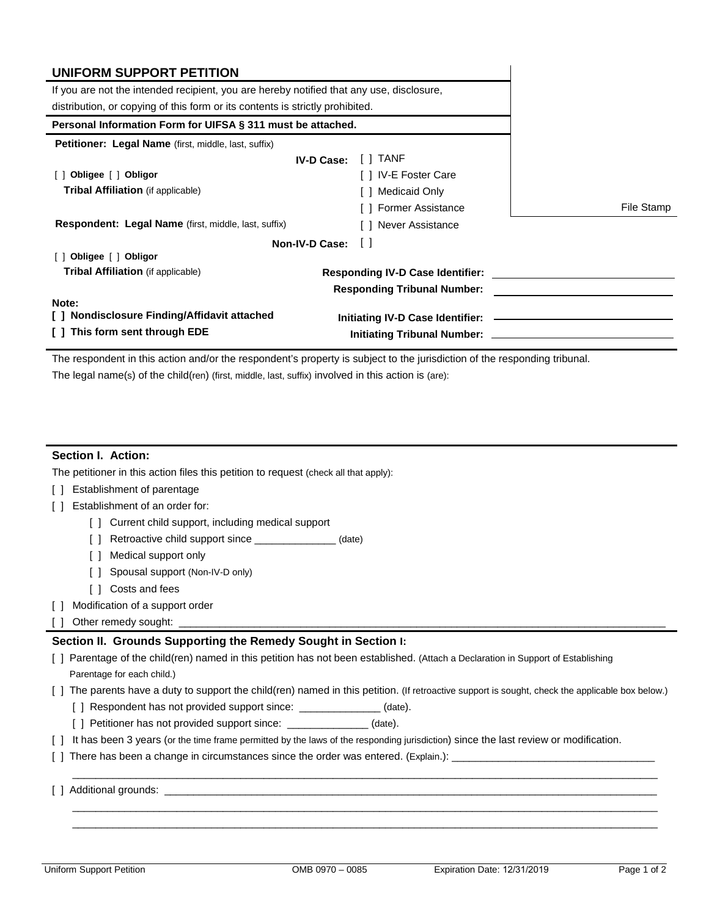## UNIFORM SUPPORT PETITION

If you are not the intended recipient, you are hereby notified that any use, disclosure, distribution, or copying of this form or its contents is strictly prohibited.

**Personal Information Form for UIFSA § 311 must be attached.**

**Petitioner: Legal Name** (first, middle, last, suffix)

[ ] **Obligee** [ ] **Obligor**

**Tribal Affiliation** (if applicable)

**Respondent: Legal Name** (first, middle, last, suffix)

[ ] **Obligee** [ ] **Obligor**

**Tribal Affiliation** (if applicable)

**IV-D Case:** [ ] TANF
[ ] IV-E Foster Care
[ ] Medicaid Only
[ ] Former Assistance
[ ] Never Assistance

**Non-IV-D Case:** [ ]

File Stamp

**Responding IV-D Case Identifier:** ____________________

**Responding Tribunal Number:** ____________________

**Note:**
**[ ] Nondisclosure Finding/Affidavit attached**
**[ ] This form sent through EDE**

**Initiating IV-D Case Identifier:** ____________________

**Initiating Tribunal Number:** ____________________

The respondent in this action and/or the respondent's property is subject to the jurisdiction of the responding tribunal.

The legal name(s) of the child(ren) (first, middle, last, suffix) involved in this action is (are):

### Section I. Action:

The petitioner in this action files this petition to request (check all that apply):

[ ] Establishment of parentage

[ ] Establishment of an order for:

- [ ] Current child support, including medical support
- [ ] Retroactive child support since ______________ (date)
- [ ] Medical support only
- [ ] Spousal support (Non-IV-D only)
- [ ] Costs and fees

[ ] Modification of a support order

[ ] Other remedy sought: ____________________________________________________________

### Section II. Grounds Supporting the Remedy Sought in Section I:

[ ] Parentage of the child(ren) named in this petition has not been established. (Attach a Declaration in Support of Establishing Parentage for each child.)

[ ] The parents have a duty to support the child(ren) named in this petition. (If retroactive support is sought, check the applicable box below.)

- [ ] Respondent has not provided support since: ______________ (date).
- [ ] Petitioner has not provided support since: ______________ (date).

[ ] It has been 3 years (or the time frame permitted by the laws of the responding jurisdiction) since the last review or modification.

[ ] There has been a change in circumstances since the order was entered. (Explain.): ____________________________________
____________________________________________________________________________________

[ ] Additional grounds: ____________________________________________________________
____________________________________________________________________________________
____________________________________________________________________________________

Uniform Support Petition OMB 0970 – 0085 Expiration Date: 12/31/2019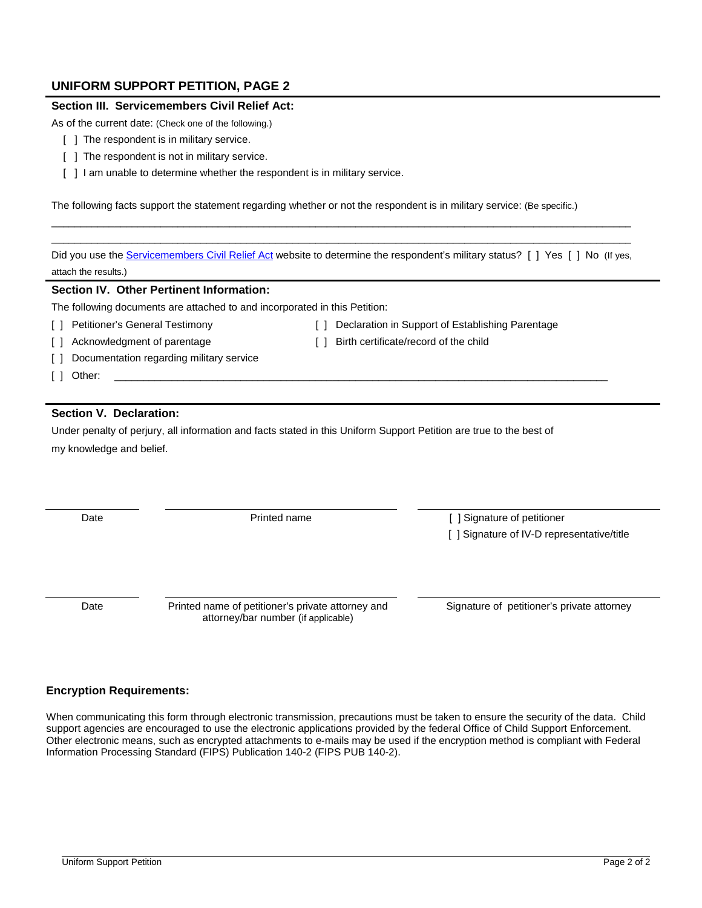## UNIFORM SUPPORT PETITION, PAGE 2

### Section III. Servicemembers Civil Relief Act:

As of the current date: (Check one of the following.)

- [ ] The respondent is in military service.
- [ ] The respondent is not in military service.
- [ ] I am unable to determine whether the respondent is in military service.

The following facts support the statement regarding whether or not the respondent is in military service: (Be specific.)

______________________________________________________________________________________________

______________________________________________________________________________________________

Did you use the Servicemembers Civil Relief Act website to determine the respondent's military status? [ ] Yes [ ] No (If yes, attach the results.)

### Section IV. Other Pertinent Information:

The following documents are attached to and incorporated in this Petition:

- [ ] Petitioner's General Testimony
- [ ] Declaration in Support of Establishing Parentage
- [ ] Acknowledgment of parentage
- [ ] Birth certificate/record of the child
- [ ] Documentation regarding military service
- [ ] Other: ______________________________________________________________________________

### Section V. Declaration:

Under penalty of perjury, all information and facts stated in this Uniform Support Petition are true to the best of my knowledge and belief.

| Date | Printed name | [ ] Signature of petitioner<br>[ ] Signature of IV-D representative/title |
|---|---|---|

| Date | Printed name of petitioner's private attorney and attorney/bar number (if applicable) | Signature of petitioner's private attorney |
|---|---|---|

### Encryption Requirements:

When communicating this form through electronic transmission, precautions must be taken to ensure the security of the data. Child support agencies are encouraged to use the electronic applications provided by the federal Office of Child Support Enforcement. Other electronic means, such as encrypted attachments to e-mails may be used if the encryption method is compliant with Federal Information Processing Standard (FIPS) Publication 140-2 (FIPS PUB 140-2).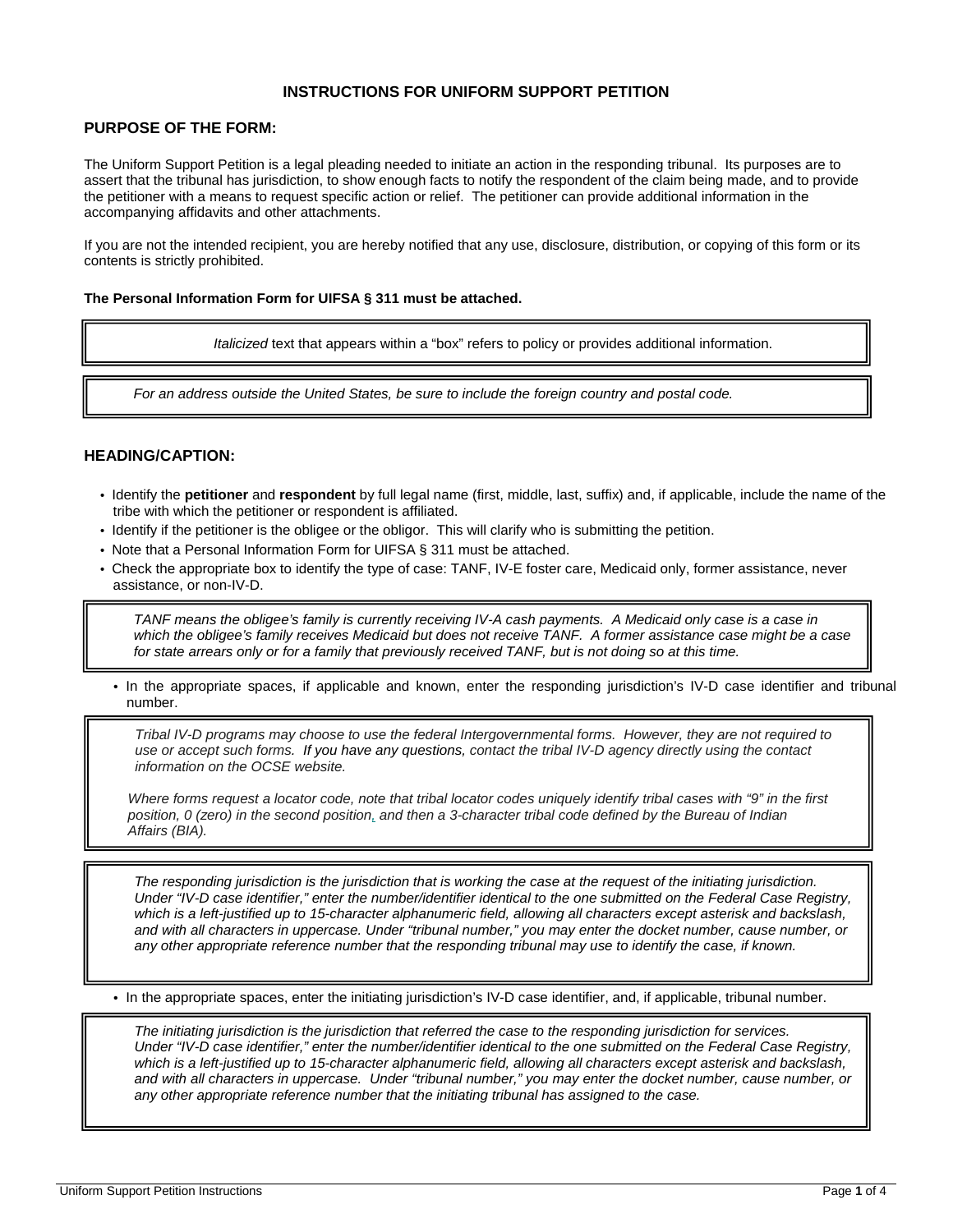# INSTRUCTIONS FOR UNIFORM SUPPORT PETITION

## PURPOSE OF THE FORM:

The Uniform Support Petition is a legal pleading needed to initiate an action in the responding tribunal. Its purposes are to assert that the tribunal has jurisdiction, to show enough facts to notify the respondent of the claim being made, and to provide the petitioner with a means to request specific action or relief. The petitioner can provide additional information in the accompanying affidavits and other attachments.

If you are not the intended recipient, you are hereby notified that any use, disclosure, distribution, or copying of this form or its contents is strictly prohibited.

**The Personal Information Form for UIFSA § 311 must be attached.**

> *Italicized* text that appears within a "box" refers to policy or provides additional information.

> *For an address outside the United States, be sure to include the foreign country and postal code.*

## HEADING/CAPTION:

- Identify the **petitioner** and **respondent** by full legal name (first, middle, last, suffix) and, if applicable, include the name of the tribe with which the petitioner or respondent is affiliated.
- Identify if the petitioner is the obligee or the obligor. This will clarify who is submitting the petition.
- Note that a Personal Information Form for UIFSA § 311 must be attached.
- Check the appropriate box to identify the type of case: TANF, IV-E foster care, Medicaid only, former assistance, never assistance, or non-IV-D.

> *TANF means the obligee's family is currently receiving IV-A cash payments. A Medicaid only case is a case in which the obligee's family receives Medicaid but does not receive TANF. A former assistance case might be a case for state arrears only or for a family that previously received TANF, but is not doing so at this time.*

- In the appropriate spaces, if applicable and known, enter the responding jurisdiction's IV-D case identifier and tribunal number.

> *Tribal IV-D programs may choose to use the federal Intergovernmental forms. However, they are not required to use or accept such forms. If you have any questions, contact the tribal IV-D agency directly using the contact information on the OCSE website.*
>
> *Where forms request a locator code, note that tribal locator codes uniquely identify tribal cases with "9" in the first position, 0 (zero) in the second position, and then a 3-character tribal code defined by the Bureau of Indian Affairs (BIA).*

> *The responding jurisdiction is the jurisdiction that is working the case at the request of the initiating jurisdiction. Under "IV-D case identifier," enter the number/identifier identical to the one submitted on the Federal Case Registry, which is a left-justified up to 15-character alphanumeric field, allowing all characters except asterisk and backslash, and with all characters in uppercase. Under "tribunal number," you may enter the docket number, cause number, or any other appropriate reference number that the responding tribunal may use to identify the case, if known.*

- In the appropriate spaces, enter the initiating jurisdiction's IV-D case identifier, and, if applicable, tribunal number.

> *The initiating jurisdiction is the jurisdiction that referred the case to the responding jurisdiction for services. Under "IV-D case identifier," enter the number/identifier identical to the one submitted on the Federal Case Registry, which is a left-justified up to 15-character alphanumeric field, allowing all characters except asterisk and backslash, and with all characters in uppercase. Under "tribunal number," you may enter the docket number, cause number, or any other appropriate reference number that the initiating tribunal has assigned to the case.*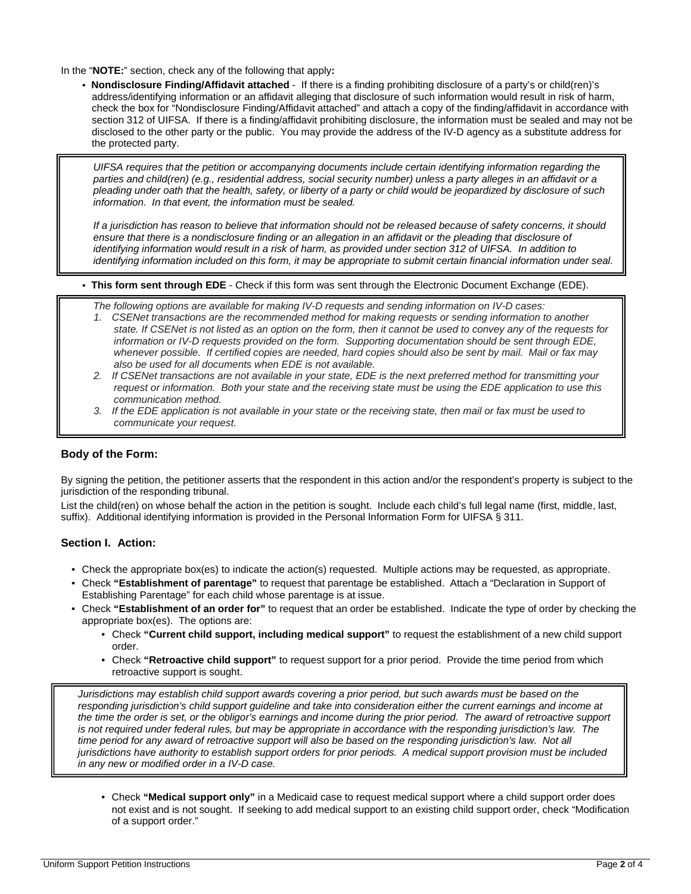In the "**NOTE:**" section, check any of the following that apply**:**

- **Nondisclosure Finding/Affidavit attached** - If there is a finding prohibiting disclosure of a party's or child(ren)'s address/identifying information or an affidavit alleging that disclosure of such information would result in risk of harm, check the box for "Nondisclosure Finding/Affidavit attached" and attach a copy of the finding/affidavit in accordance with section 312 of UIFSA. If there is a finding/affidavit prohibiting disclosure, the information must be sealed and may not be disclosed to the other party or the public. You may provide the address of the IV-D agency as a substitute address for the protected party.

> *UIFSA requires that the petition or accompanying documents include certain identifying information regarding the parties and child(ren) (e.g., residential address, social security number) unless a party alleges in an affidavit or a pleading under oath that the health, safety, or liberty of a party or child would be jeopardized by disclosure of such information. In that event, the information must be sealed.*
>
> *If a jurisdiction has reason to believe that information should not be released because of safety concerns, it should ensure that there is a nondisclosure finding or an allegation in an affidavit or the pleading that disclosure of identifying information would result in a risk of harm, as provided under section 312 of UIFSA. In addition to identifying information included on this form, it may be appropriate to submit certain financial information under seal.*

- **This form sent through EDE** - Check if this form was sent through the Electronic Document Exchange (EDE).

> *The following options are available for making IV-D requests and sending information on IV-D cases:*
>
> 1. *CSENet transactions are the recommended method for making requests or sending information to another state. If CSENet is not listed as an option on the form, then it cannot be used to convey any of the requests for information or IV-D requests provided on the form. Supporting documentation should be sent through EDE, whenever possible. If certified copies are needed, hard copies should also be sent by mail. Mail or fax may also be used for all documents when EDE is not available.*
> 2. *If CSENet transactions are not available in your state, EDE is the next preferred method for transmitting your request or information. Both your state and the receiving state must be using the EDE application to use this communication method.*
> 3. *If the EDE application is not available in your state or the receiving state, then mail or fax must be used to communicate your request.*

### Body of the Form:

By signing the petition, the petitioner asserts that the respondent in this action and/or the respondent's property is subject to the jurisdiction of the responding tribunal.

List the child(ren) on whose behalf the action in the petition is sought. Include each child's full legal name (first, middle, last, suffix). Additional identifying information is provided in the Personal Information Form for UIFSA § 311.

### Section I. Action:

- Check the appropriate box(es) to indicate the action(s) requested. Multiple actions may be requested, as appropriate.
- Check **"Establishment of parentage"** to request that parentage be established. Attach a "Declaration in Support of Establishing Parentage" for each child whose parentage is at issue.
- Check **"Establishment of an order for"** to request that an order be established. Indicate the type of order by checking the appropriate box(es). The options are:
  - Check **"Current child support, including medical support"** to request the establishment of a new child support order.
  - Check **"Retroactive child support"** to request support for a prior period. Provide the time period from which retroactive support is sought.

> *Jurisdictions may establish child support awards covering a prior period, but such awards must be based on the responding jurisdiction's child support guideline and take into consideration either the current earnings and income at the time the order is set, or the obligor's earnings and income during the prior period. The award of retroactive support is not required under federal rules, but may be appropriate in accordance with the responding jurisdiction's law. The time period for any award of retroactive support will also be based on the responding jurisdiction's law. Not all jurisdictions have authority to establish support orders for prior periods. A medical support provision must be included in any new or modified order in a IV-D case.*

  - Check **"Medical support only"** in a Medicaid case to request medical support where a child support order does not exist and is not sought. If seeking to add medical support to an existing child support order, check "Modification of a support order."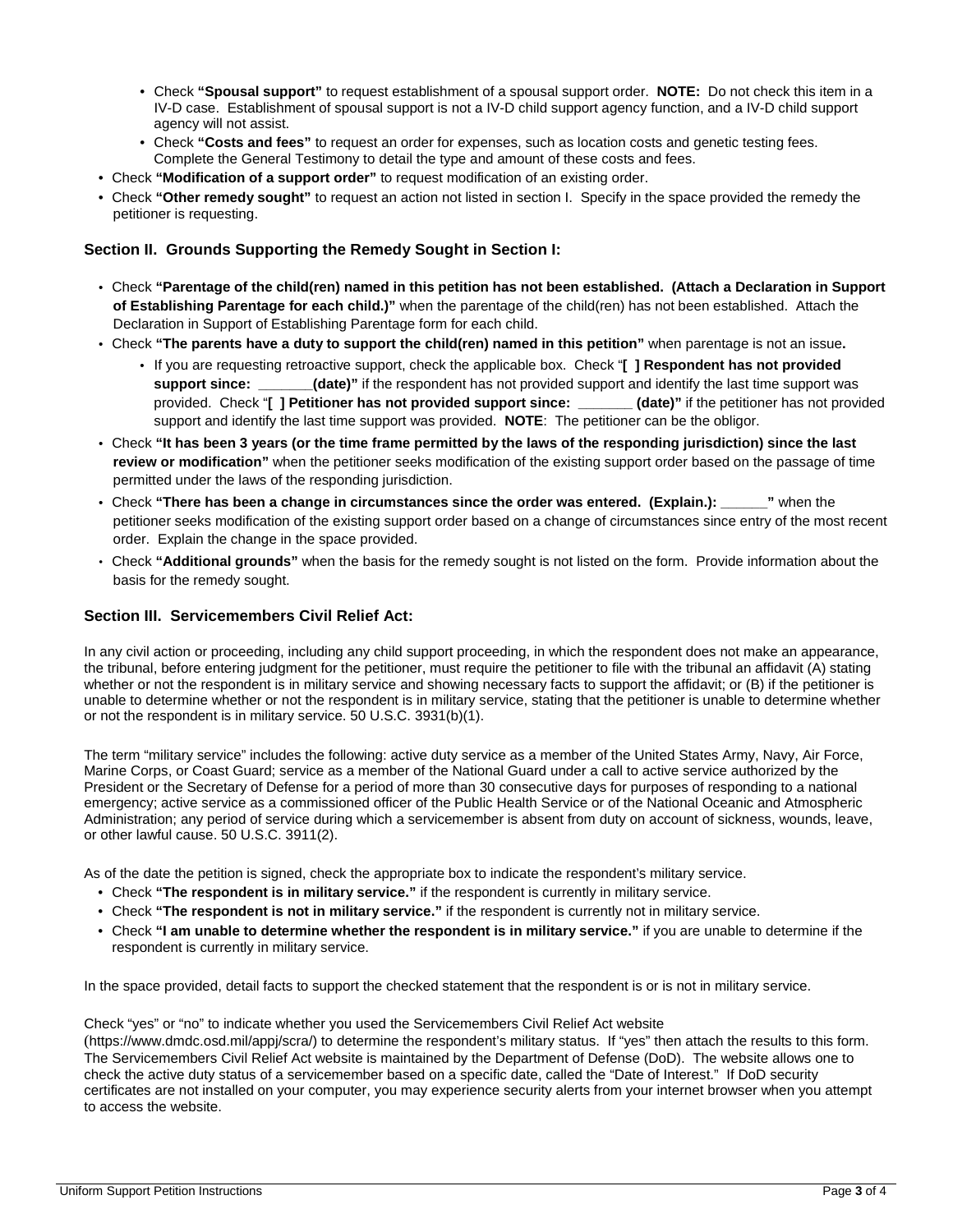- Check **"Spousal support"** to request establishment of a spousal support order. **NOTE:** Do not check this item in a IV-D case. Establishment of spousal support is not a IV-D child support agency function, and a IV-D child support agency will not assist.
- Check **"Costs and fees"** to request an order for expenses, such as location costs and genetic testing fees. Complete the General Testimony to detail the type and amount of these costs and fees.

- Check **"Modification of a support order"** to request modification of an existing order.
- Check **"Other remedy sought"** to request an action not listed in section I. Specify in the space provided the remedy the petitioner is requesting.

### Section II. Grounds Supporting the Remedy Sought in Section I:

- Check **"Parentage of the child(ren) named in this petition has not been established. (Attach a Declaration in Support of Establishing Parentage for each child.)"** when the parentage of the child(ren) has not been established. Attach the Declaration in Support of Establishing Parentage form for each child.
- Check **"The parents have a duty to support the child(ren) named in this petition"** when parentage is not an issue**.**
  - If you are requesting retroactive support, check the applicable box. Check "**[ ] Respondent has not provided support since: _______(date)"** if the respondent has not provided support and identify the last time support was provided. Check "**[ ] Petitioner has not provided support since: _______ (date)"** if the petitioner has not provided support and identify the last time support was provided. **NOTE**: The petitioner can be the obligor.
- Check **"It has been 3 years (or the time frame permitted by the laws of the responding jurisdiction) since the last review or modification"** when the petitioner seeks modification of the existing support order based on the passage of time permitted under the laws of the responding jurisdiction.
- Check **"There has been a change in circumstances since the order was entered. (Explain.): ______"** when the petitioner seeks modification of the existing support order based on a change of circumstances since entry of the most recent order. Explain the change in the space provided.
- Check **"Additional grounds"** when the basis for the remedy sought is not listed on the form. Provide information about the basis for the remedy sought.

### Section III. Servicemembers Civil Relief Act:

In any civil action or proceeding, including any child support proceeding, in which the respondent does not make an appearance, the tribunal, before entering judgment for the petitioner, must require the petitioner to file with the tribunal an affidavit (A) stating whether or not the respondent is in military service and showing necessary facts to support the affidavit; or (B) if the petitioner is unable to determine whether or not the respondent is in military service, stating that the petitioner is unable to determine whether or not the respondent is in military service. 50 U.S.C. 3931(b)(1).

The term "military service" includes the following: active duty service as a member of the United States Army, Navy, Air Force, Marine Corps, or Coast Guard; service as a member of the National Guard under a call to active service authorized by the President or the Secretary of Defense for a period of more than 30 consecutive days for purposes of responding to a national emergency; active service as a commissioned officer of the Public Health Service or of the National Oceanic and Atmospheric Administration; any period of service during which a servicemember is absent from duty on account of sickness, wounds, leave, or other lawful cause. 50 U.S.C. 3911(2).

As of the date the petition is signed, check the appropriate box to indicate the respondent's military service.

- Check **"The respondent is in military service."** if the respondent is currently in military service.
- Check **"The respondent is not in military service."** if the respondent is currently not in military service.
- Check **"I am unable to determine whether the respondent is in military service."** if you are unable to determine if the respondent is currently in military service.

In the space provided, detail facts to support the checked statement that the respondent is or is not in military service.

Check "yes" or "no" to indicate whether you used the Servicemembers Civil Relief Act website (https://www.dmdc.osd.mil/appj/scra/) to determine the respondent's military status. If "yes" then attach the results to this form. The Servicemembers Civil Relief Act website is maintained by the Department of Defense (DoD). The website allows one to check the active duty status of a servicemember based on a specific date, called the "Date of Interest." If DoD security certificates are not installed on your computer, you may experience security alerts from your internet browser when you attempt to access the website.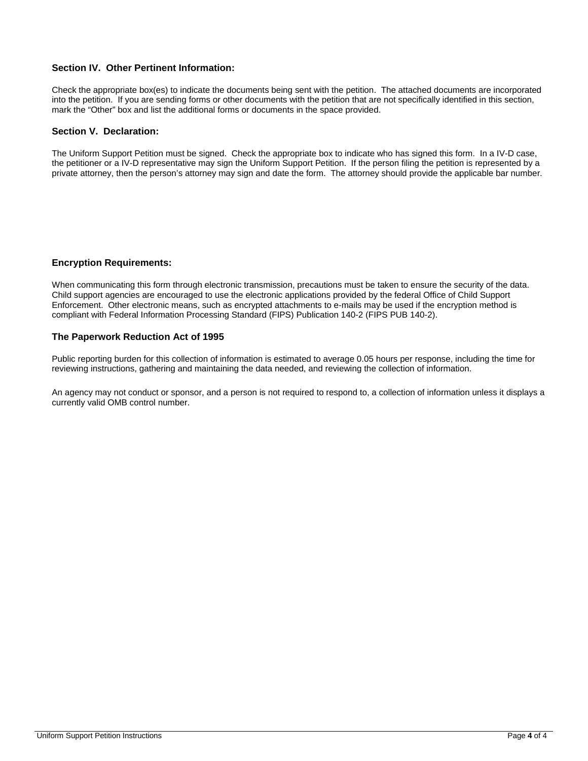### Section IV. Other Pertinent Information:

Check the appropriate box(es) to indicate the documents being sent with the petition. The attached documents are incorporated into the petition. If you are sending forms or other documents with the petition that are not specifically identified in this section, mark the “Other” box and list the additional forms or documents in the space provided.

### Section V. Declaration:

The Uniform Support Petition must be signed. Check the appropriate box to indicate who has signed this form. In a IV-D case, the petitioner or a IV-D representative may sign the Uniform Support Petition. If the person filing the petition is represented by a private attorney, then the person’s attorney may sign and date the form. The attorney should provide the applicable bar number.

### Encryption Requirements:

When communicating this form through electronic transmission, precautions must be taken to ensure the security of the data. Child support agencies are encouraged to use the electronic applications provided by the federal Office of Child Support Enforcement. Other electronic means, such as encrypted attachments to e-mails may be used if the encryption method is compliant with Federal Information Processing Standard (FIPS) Publication 140-2 (FIPS PUB 140-2).

### The Paperwork Reduction Act of 1995

Public reporting burden for this collection of information is estimated to average 0.05 hours per response, including the time for reviewing instructions, gathering and maintaining the data needed, and reviewing the collection of information.

An agency may not conduct or sponsor, and a person is not required to respond to, a collection of information unless it displays a currently valid OMB control number.